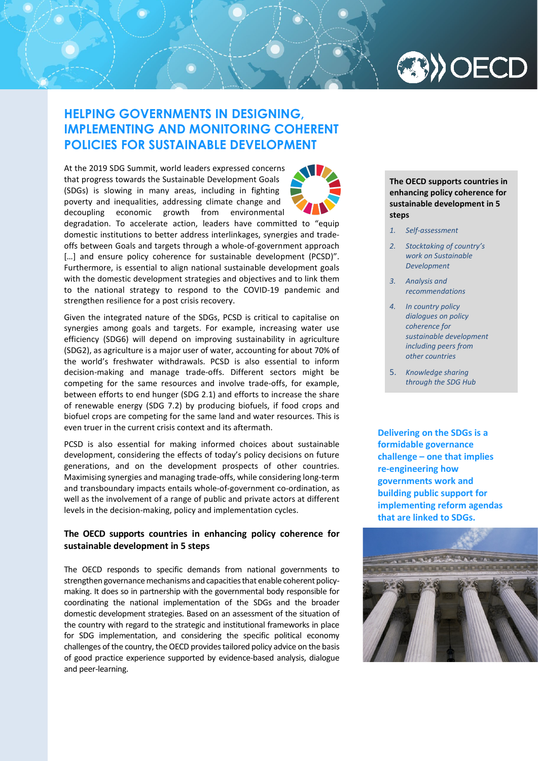# HELPING GOVERNMENTS IN DESIGNING, IMPLEMENTING AND MONITORING COHERENT POLICIES FOR SUSTAINABLE DEVELOPMENT

At the 2019 SDG Summit, world leaders expressed concerns that progress towards the Sustainable Development Goals (SDGs) is slowing in many areas, including in fighting poverty and inequalities, addressing climate change and decoupling economic growth from environmental degradation. To accelerate action, leaders have committed to "equip domestic institutions to better address interlinkages, synergies and trade-offs between Goals and targets through a whole-of-government approach […] and ensure policy coherence for sustainable development (PCSD)". Furthermore, is essential to align national sustainable development goals with the domestic development strategies and objectives and to link them to the national strategy to respond to the COVID-19 pandemic and strengthen resilience for a post crisis recovery.

Given the integrated nature of the SDGs, PCSD is critical to capitalise on synergies among goals and targets. For example, increasing water use efficiency (SDG6) will depend on improving sustainability in agriculture (SDG2), as agriculture is a major user of water, accounting for about 70% of the world's freshwater withdrawals. PCSD is also essential to inform decision-making and manage trade-offs. Different sectors might be competing for the same resources and involve trade-offs, for example, between efforts to end hunger (SDG 2.1) and efforts to increase the share of renewable energy (SDG 7.2) by producing biofuels, if food crops and biofuel crops are competing for the same land and water resources. This is even truer in the current crisis context and its aftermath.

PCSD is also essential for making informed choices about sustainable development, considering the effects of today's policy decisions on future generations, and on the development prospects of other countries. Maximising synergies and managing trade-offs, while considering long-term and transboundary impacts entails whole-of-government co-ordination, as well as the involvement of a range of public and private actors at different levels in the decision-making, policy and implementation cycles.

### The OECD supports countries in enhancing policy coherence for sustainable development in 5 steps

The OECD responds to specific demands from national governments to strengthen governance mechanisms and capacities that enable coherent policy-making. It does so in partnership with the governmental body responsible for coordinating the national implementation of the SDGs and the broader domestic development strategies. Based on an assessment of the situation of the country with regard to the strategic and institutional frameworks in place for SDG implementation, and considering the specific political economy challenges of the country, the OECD provides tailored policy advice on the basis of good practice experience supported by evidence-based analysis, dialogue and peer-learning.

**The OECD supports countries in enhancing policy coherence for sustainable development in 5 steps**

1. *Self-assessment*
2. *Stocktaking of country's work on Sustainable Development*
3. *Analysis and recommendations*
4. *In country policy dialogues on policy coherence for sustainable development including peers from other countries*
5. *Knowledge sharing through the SDG Hub*

**Delivering on the SDGs is a formidable challenge – one that implies re-engineering how governments work and building public support for implementing reform agendas that are linked to SDGs.**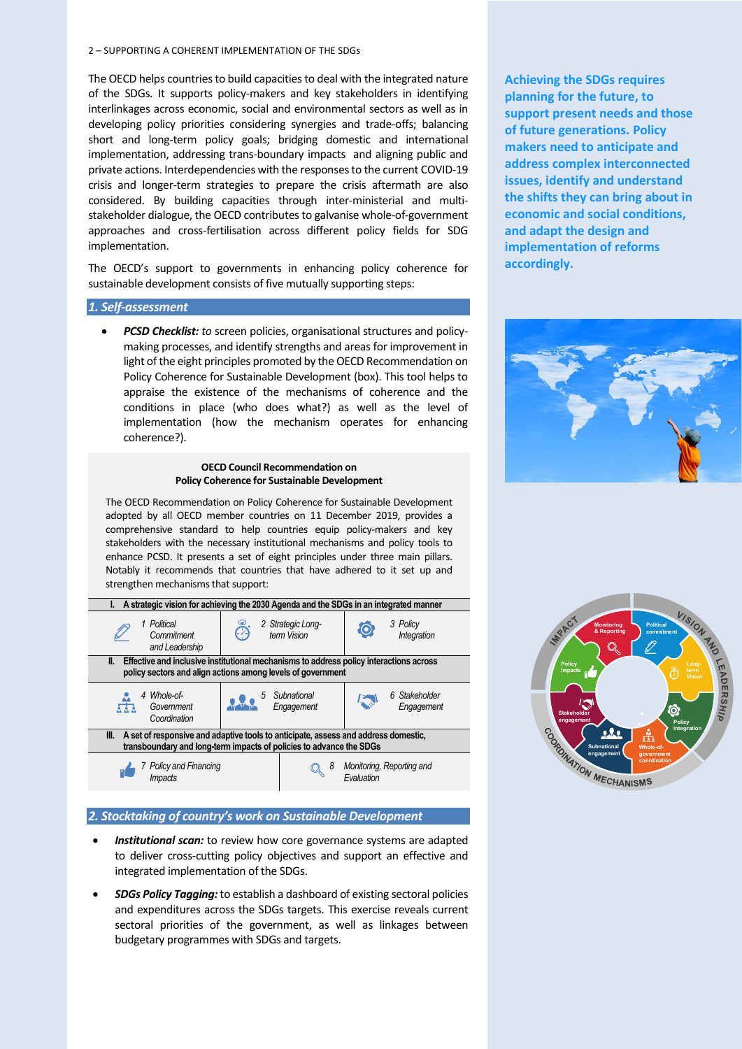The OECD helps countries to build capacities to deal with the integrated nature of the SDGs. It supports policy-makers and key stakeholders in identifying interlinkages across economic, social and environmental sectors as well as in developing policy priorities considering synergies and trade-offs; balancing short and long-term policy goals; bridging domestic and international implementation, addressing trans-boundary impacts and aligning public and private actions. Interdependencies with the responses to the current COVID-19 crisis and longer-term strategies to prepare the crisis aftermath are also considered. By building capacities through inter-ministerial and multi-stakeholder dialogue, the OECD contributes to galvanise whole-of-government approaches and cross-fertilisation across different policy fields for SDG implementation.

**Achieving the SDGs requires planning for the future, to support present needs and those of future generations. Policy makers need to anticipate and address complex interconnected issues, identify and understand the shifts they can bring about in economic and social conditions, and adapt the design and implementation of reforms accordingly.**

The OECD's support to governments in enhancing policy coherence for sustainable development consists of five mutually supporting steps:

## *1. Self-assessment*

- ***PCSD Checklist:*** *to* screen policies, organisational structures and policy-making processes, and identify strengths and areas for improvement in light of the eight principles promoted by the OECD Recommendation on Policy Coherence for Sustainable Development (box). This tool helps to appraise the existence of the mechanisms of coherence and the conditions in place (who does what?) as well as the level of implementation (how the mechanism operates for enhancing coherence?).

**OECD Council Recommendation on Policy Coherence for Sustainable Development**

The OECD Recommendation on Policy Coherence for Sustainable Development adopted by all OECD member countries on 11 December 2019, provides a comprehensive standard to help countries equip policy-makers and key stakeholders with the necessary institutional mechanisms and policy tools to enhance PCSD. It presents a set of eight principles under three main pillars. Notably it recommends that countries that have adhered to it set up and strengthen mechanisms that support:

| I. A strategic vision for achieving the 2030 Agenda and the SDGs in an integrated manner | | |
|---|---|---|
| *1 Political Commitment and Leadership* | *2 Strategic Long-term Vision* | *3 Policy Integration* |
| **II. Effective and inclusive institutional mechanisms to address policy interactions across policy sectors and align actions among levels of government** | | |
| *4 Whole-of-Government Coordination* | *5 Subnational Engagement* | *6 Stakeholder Engagement* |
| **III. A set of responsive and adaptive tools to anticipate, assess and address domestic, transboundary and long-term impacts of policies to advance the SDGs** | | |
| *7 Policy and Financing Impacts* | *8 Monitoring, Reporting and Evaluation* | |

## *2. Stocktaking of country's work on Sustainable Development*

- ***Institutional scan:*** to review how core governance systems are adapted to deliver cross-cutting policy objectives and support an effective and integrated implementation of the SDGs.
- ***SDGs Policy Tagging:*** to establish a dashboard of existing sectoral policies and expenditures across the SDGs targets. This exercise reveals current sectoral priorities of the government, as well as linkages between budgetary programmes with SDGs and targets.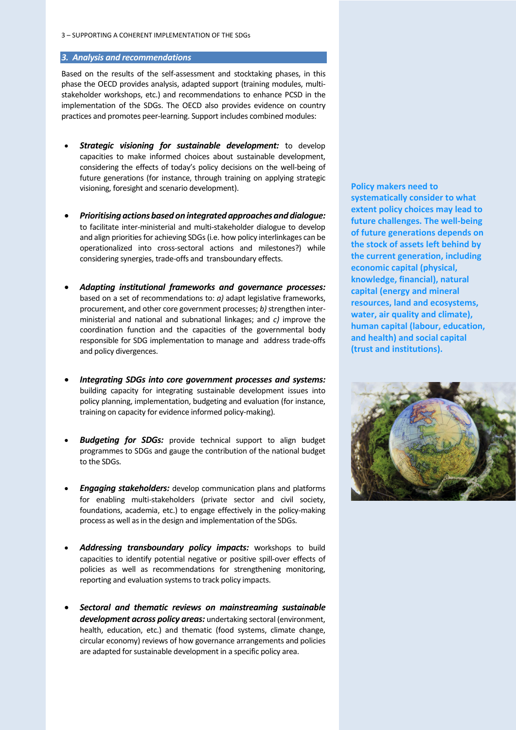## 3. Analysis and recommendations

Based on the results of the self-assessment and stocktaking phases, in this phase the OECD provides analysis, adapted support (training modules, multi-stakeholder workshops, etc.) and recommendations to enhance PCSD in the implementation of the SDGs. The OECD also provides evidence on country practices and promotes peer-learning. Support includes combined modules:

- ***Strategic visioning for sustainable development:*** to develop capacities to make informed choices about sustainable development, considering the effects of today's policy decisions on the well-being of future generations (for instance, through training on applying strategic visioning, foresight and scenario development).

- ***Prioritising actions based on integrated approaches and dialogue:*** to facilitate inter-ministerial and multi-stakeholder dialogue to develop and align priorities for achieving SDGs (i.e. how policy interlinkages can be operationalized into cross-sectoral actions and milestones?) while considering synergies, trade-offs and transboundary effects.

- ***Adapting institutional frameworks and governance processes:*** based on a set of recommendations to: *a)* adapt legislative frameworks, procurement, and other core government processes; *b)* strengthen inter-ministerial and national and subnational linkages; and *c)* improve the coordination function and the capacities of the governmental body responsible for SDG implementation to manage and address trade-offs and policy divergences.

- ***Integrating SDGs into core government processes and systems:*** building capacity for integrating sustainable development issues into policy planning, implementation, budgeting and evaluation (for instance, training on capacity for evidence informed policy-making).

- ***Budgeting for SDGs:*** provide technical support to align budget programmes to SDGs and gauge the contribution of the national budget to the SDGs.

- ***Engaging stakeholders:*** develop communication plans and platforms for enabling multi-stakeholders (private sector and civil society, foundations, academia, etc.) to engage effectively in the policy-making process as well as in the design and implementation of the SDGs.

- ***Addressing transboundary policy impacts:*** workshops to build capacities to identify potential negative or positive spill-over effects of policies as well as recommendations for strengthening monitoring, reporting and evaluation systems to track policy impacts.

- ***Sectoral and thematic reviews on mainstreaming sustainable development across policy areas:*** undertaking sectoral (environment, health, education, etc.) and thematic (food systems, climate change, circular economy) reviews of how governance arrangements and policies are adapted for sustainable development in a specific policy area.

**Policy makers need to systematically consider to what extent policy choices may lead to future challenges. The well-being of future generations depends on the stock of assets left behind by the current generation, including economic capital (physical, knowledge, financial), natural capital (energy and mineral resources, land and ecosystems, water, air quality and climate), human capital (labour, education, and health) and social capital (trust and institutions).**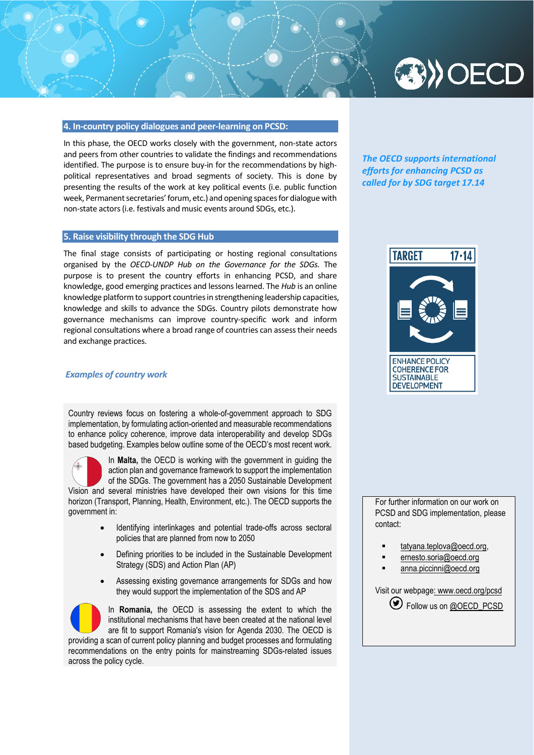## 4. In-country policy dialogues and peer-learning on PCSD:

In this phase, the OECD works closely with the government, non-state actors and peers from other countries to validate the findings and recommendations identified. The purpose is to ensure buy-in for the recommendations by high-political representatives and broad segments of society. This is done by presenting the results of the work at key political events (i.e. public function week, Permanent secretaries' forum, etc.) and opening spaces for dialogue with non-state actors (i.e. festivals and music events around SDGs, etc.).

## 5. Raise visibility through the SDG Hub

The final stage consists of participating or hosting regional consultations organised by the *OECD-UNDP Hub on the Governance for the SDGs.* The purpose is to present the country efforts in enhancing PCSD, and share knowledge, good emerging practices and lessons learned. The *Hub* is an online knowledge platform to support countries in strengthening leadership capacities, knowledge and skills to advance the SDGs. Country pilots demonstrate how governance mechanisms can improve country-specific work and inform regional consultations where a broad range of countries can assess their needs and exchange practices.

### *Examples of country work*

Country reviews focus on fostering a whole-of-government approach to SDG implementation, by formulating action-oriented and measurable recommendations to enhance policy coherence, improve data interoperability and develop SDGs based budgeting. Examples below outline some of the OECD's most recent work.

In **Malta,** the OECD is working with the government in guiding the action plan and governance framework to support the implementation of the SDGs. The government has a 2050 Sustainable Development Vision and several ministries have developed their own visions for this time horizon (Transport, Planning, Health, Environment, etc.). The OECD supports the government in:

- Identifying interlinkages and potential trade-offs across sectoral policies that are planned from now to 2050
- Defining priorities to be included in the Sustainable Development Strategy (SDS) and Action Plan (AP)
- Assessing existing governance arrangements for SDGs and how they would support the implementation of the SDS and AP

In **Romania,** the OECD is assessing the extent to which the institutional mechanisms that have been created at the national level are fit to support Romania's vision for Agenda 2030. The OECD is providing a scan of current policy planning and budget processes and formulating recommendations on the entry points for mainstreaming SDGs-related issues across the policy cycle.

***The OECD supports international efforts for enhancing PCSD as called for by SDG target 17.14***

TARGET 17.14

ENHANCE POLICY COHERENCE FOR SUSTAINABLE DEVELOPMENT

For further information on our work on PCSD and SDG implementation, please contact:

- tatyana.teplova@oecd.org,
- ernesto.soria@oecd.org
- anna.piccinni@oecd.org

Visit our webpage: www.oecd.org/pcsd

Follow us on @OECD_PCSD